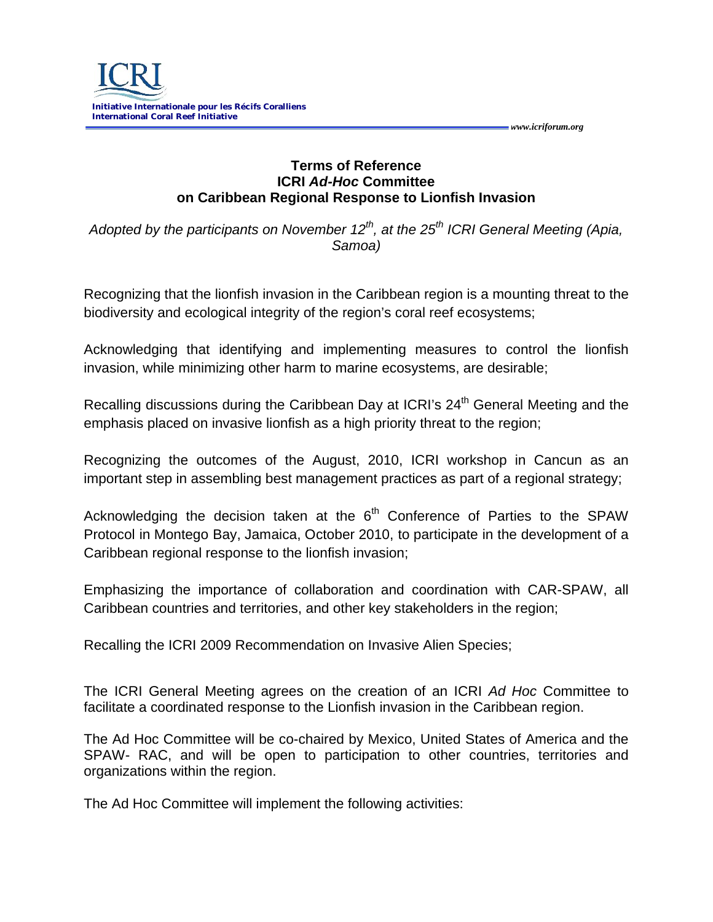# Terms of Reference
# ICRI *Ad-Hoc* Committee
# on Caribbean Regional Response to Lionfish Invasion

*Adopted by the participants on November 12th, at the 25th ICRI General Meeting (Apia, Samoa)*

Recognizing that the lionfish invasion in the Caribbean region is a mounting threat to the biodiversity and ecological integrity of the region's coral reef ecosystems;

Acknowledging that identifying and implementing measures to control the lionfish invasion, while minimizing other harm to marine ecosystems, are desirable;

Recalling discussions during the Caribbean Day at ICRI's 24th General Meeting and the emphasis placed on invasive lionfish as a high priority threat to the region;

Recognizing the outcomes of the August, 2010, ICRI workshop in Cancun as an important step in assembling best management practices as part of a regional strategy;

Acknowledging the decision taken at the 6th Conference of Parties to the SPAW Protocol in Montego Bay, Jamaica, October 2010, to participate in the development of a Caribbean regional response to the lionfish invasion;

Emphasizing the importance of collaboration and coordination with CAR-SPAW, all Caribbean countries and territories, and other key stakeholders in the region;

Recalling the ICRI 2009 Recommendation on Invasive Alien Species;

The ICRI General Meeting agrees on the creation of an ICRI *Ad Hoc* Committee to facilitate a coordinated response to the Lionfish invasion in the Caribbean region.

The Ad Hoc Committee will be co-chaired by Mexico, United States of America and the SPAW- RAC, and will be open to participation to other countries, territories and organizations within the region.

The Ad Hoc Committee will implement the following activities: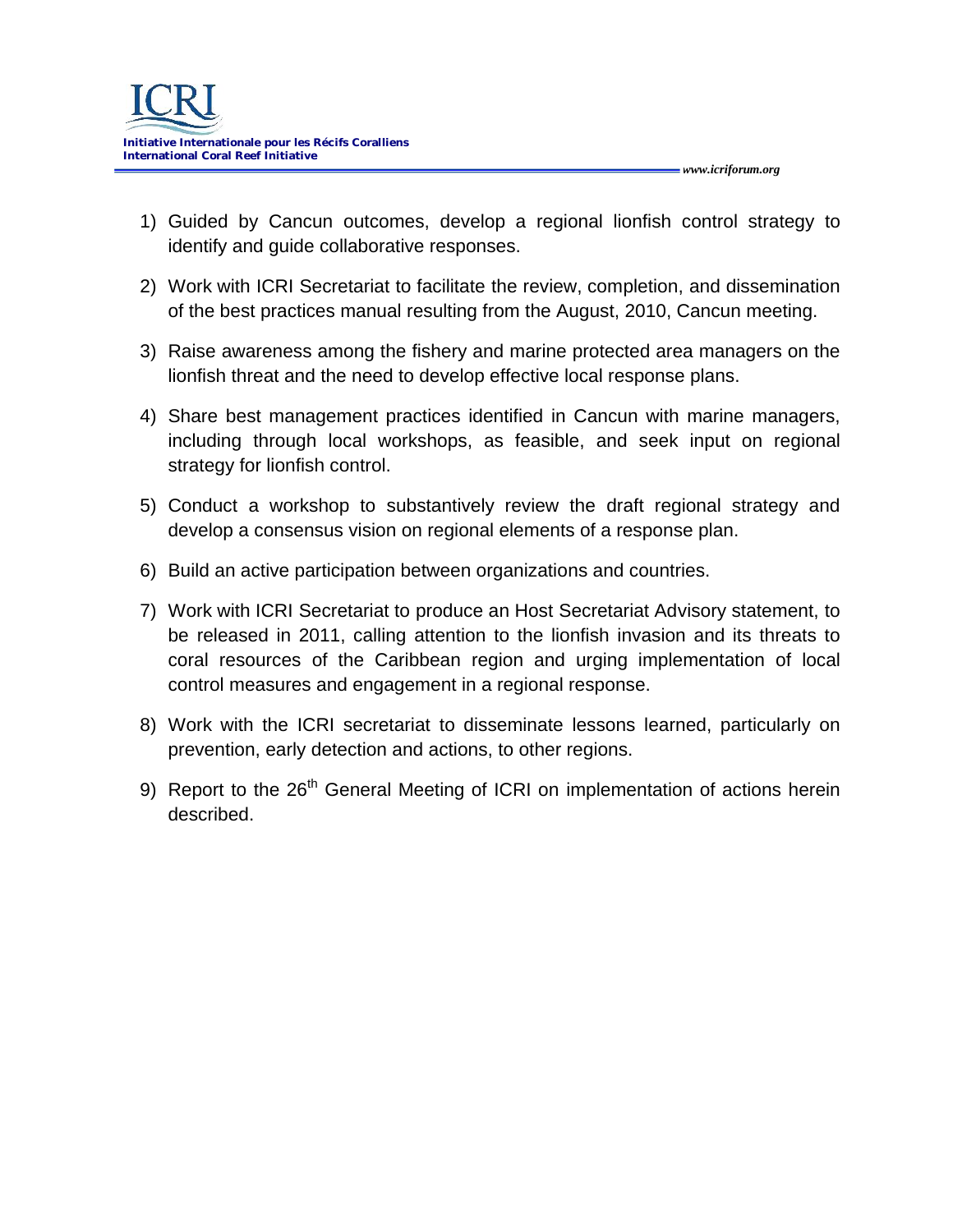1) Guided by Cancun outcomes, develop a regional lionfish control strategy to identify and guide collaborative responses.
2) Work with ICRI Secretariat to facilitate the review, completion, and dissemination of the best practices manual resulting from the August, 2010, Cancun meeting.
3) Raise awareness among the fishery and marine protected area managers on the lionfish threat and the need to develop effective local response plans.
4) Share best management practices identified in Cancun with marine managers, including through local workshops, as feasible, and seek input on regional strategy for lionfish control.
5) Conduct a workshop to substantively review the draft regional strategy and develop a consensus vision on regional elements of a response plan.
6) Build an active participation between organizations and countries.
7) Work with ICRI Secretariat to produce an Host Secretariat Advisory statement, to be released in 2011, calling attention to the lionfish invasion and its threats to coral resources of the Caribbean region and urging implementation of local control measures and engagement in a regional response.
8) Work with the ICRI secretariat to disseminate lessons learned, particularly on prevention, early detection and actions, to other regions.
9) Report to the 26th General Meeting of ICRI on implementation of actions herein described.